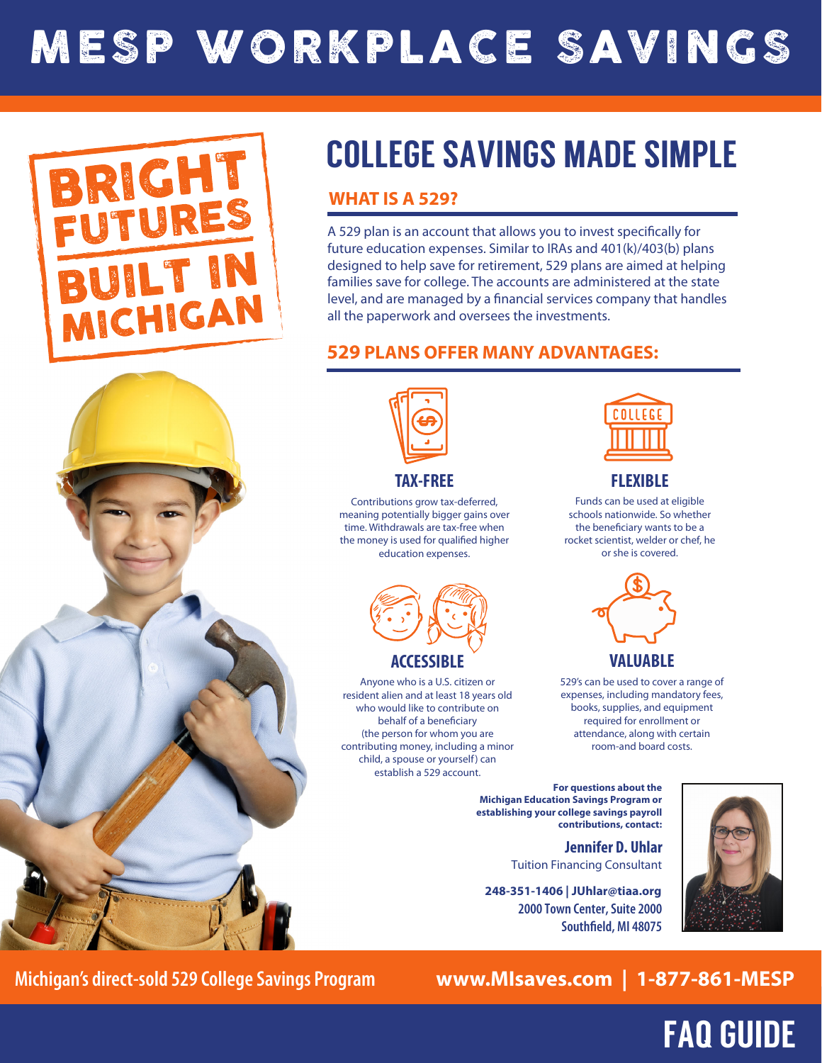# MESP WORKPLACE SAVINGS

BRIGHT FUTURES BUILT IN MICHIGAN

## COLLEGE SAVINGS MADE SIMPLE

### WHAT IS A 529?

A 529 plan is an account that allows you to invest specifically for future education expenses. Similar to IRAs and 401(k)/403(b) plans designed to help save for retirement, 529 plans are aimed at helping families save for college. The accounts are administered at the state level, and are managed by a financial services company that handles all the paperwork and oversees the investments.

### 529 PLANS OFFER MANY ADVANTAGES:

**TAX-FREE**

Contributions grow tax-deferred, meaning potentially bigger gains over time. Withdrawals are tax-free when the money is used for qualified higher education expenses.

**FLEXIBLE**

Funds can be used at eligible schools nationwide. So whether the beneficiary wants to be a rocket scientist, welder or chef, he or she is covered.

**ACCESSIBLE**

Anyone who is a U.S. citizen or resident alien and at least 18 years old who would like to contribute on behalf of a beneficiary (the person for whom you are contributing money, including a minor child, a spouse or yourself) can establish a 529 account.

**VALUABLE**

529's can be used to cover a range of expenses, including mandatory fees, books, supplies, and equipment required for enrollment or attendance, along with certain room-and board costs.

**For questions about the Michigan Education Savings Program or establishing your college savings payroll contributions, contact:**

**Jennifer D. Uhlar**
Tuition Financing Consultant

**248-351-1406 | JUhlar@tiaa.org**
**2000 Town Center, Suite 2000**
**Southfield, MI 48075**

Michigan's direct-sold 529 College Savings Program

www.MIsaves.com | 1-877-861-MESP

# FAQ GUIDE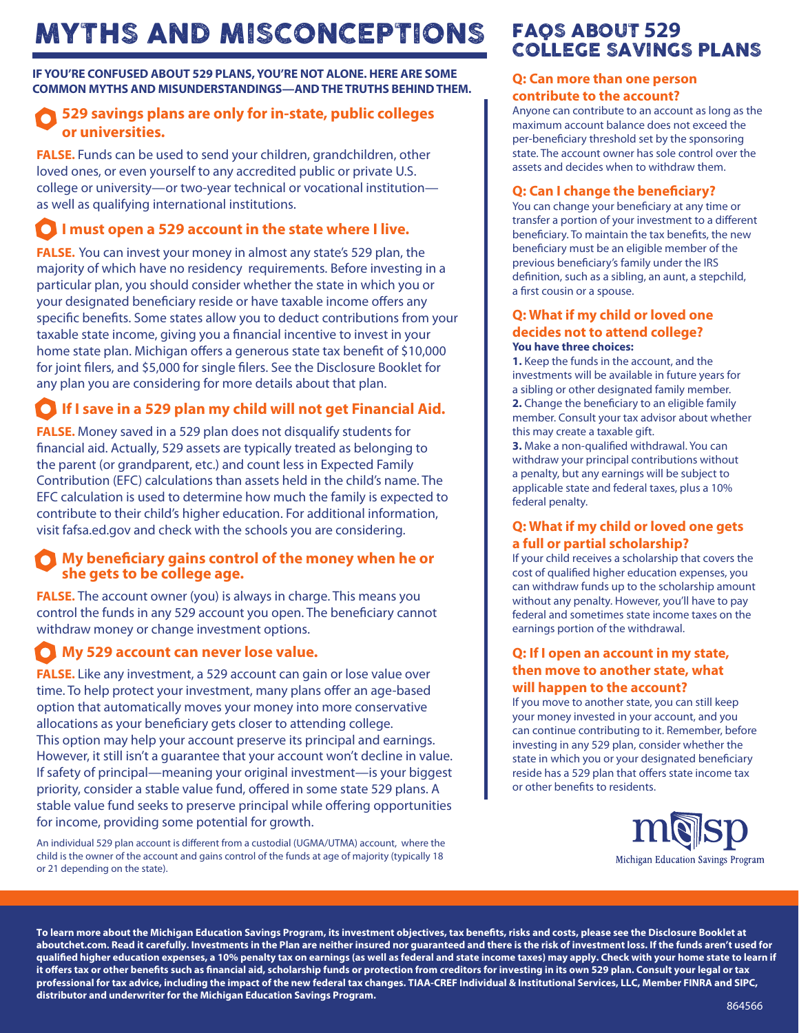# MYTHS AND MISCONCEPTIONS

**IF YOU'RE CONFUSED ABOUT 529 PLANS, YOU'RE NOT ALONE. HERE ARE SOME COMMON MYTHS AND MISUNDERSTANDINGS—AND THE TRUTHS BEHIND THEM.**

### 529 savings plans are only for in-state, public colleges or universities.

**FALSE.** Funds can be used to send your children, grandchildren, other loved ones, or even yourself to any accredited public or private U.S. college or university—or two-year technical or vocational institution—as well as qualifying international institutions.

### I must open a 529 account in the state where I live.

**FALSE.** You can invest your money in almost any state's 529 plan, the majority of which have no residency requirements. Before investing in a particular plan, you should consider whether the state in which you or your designated beneficiary reside or have taxable income offers any specific benefits. Some states allow you to deduct contributions from your taxable state income, giving you a financial incentive to invest in your home state plan. Michigan offers a generous state tax benefit of $10,000 for joint filers, and $5,000 for single filers. See the Disclosure Booklet for any plan you are considering for more details about that plan.

### If I save in a 529 plan my child will not get Financial Aid.

**FALSE.** Money saved in a 529 plan does not disqualify students for financial aid. Actually, 529 assets are typically treated as belonging to the parent (or grandparent, etc.) and count less in Expected Family Contribution (EFC) calculations than assets held in the child's name. The EFC calculation is used to determine how much the family is expected to contribute to their child's higher education. For additional information, visit fafsa.ed.gov and check with the schools you are considering.

### My beneficiary gains control of the money when he or she gets to be college age.

**FALSE.** The account owner (you) is always in charge. This means you control the funds in any 529 account you open. The beneficiary cannot withdraw money or change investment options.

### My 529 account can never lose value.

**FALSE.** Like any investment, a 529 account can gain or lose value over time. To help protect your investment, many plans offer an age-based option that automatically moves your money into more conservative allocations as your beneficiary gets closer to attending college. This option may help your account preserve its principal and earnings. However, it still isn't a guarantee that your account won't decline in value. If safety of principal—meaning your original investment—is your biggest priority, consider a stable value fund, offered in some state 529 plans. A stable value fund seeks to preserve principal while offering opportunities for income, providing some potential for growth.

An individual 529 plan account is different from a custodial (UGMA/UTMA) account, where the child is the owner of the account and gains control of the funds at age of majority (typically 18 or 21 depending on the state).

# FAQS ABOUT 529 COLLEGE SAVINGS PLANS

### Q: Can more than one person contribute to the account?

Anyone can contribute to an account as long as the maximum account balance does not exceed the per-beneficiary threshold set by the sponsoring state. The account owner has sole control over the assets and decides when to withdraw them.

### Q: Can I change the beneficiary?

You can change your beneficiary at any time or transfer a portion of your investment to a different beneficiary. To maintain the tax benefits, the new beneficiary must be an eligible member of the previous beneficiary's family under the IRS definition, such as a sibling, an aunt, a stepchild, a first cousin or a spouse.

### Q: What if my child or loved one decides not to attend college?

**You have three choices:**

**1.** Keep the funds in the account, and the investments will be available in future years for a sibling or other designated family member.
**2.** Change the beneficiary to an eligible family member. Consult your tax advisor about whether this may create a taxable gift.
**3.** Make a non-qualified withdrawal. You can withdraw your principal contributions without a penalty, but any earnings will be subject to applicable state and federal taxes, plus a 10% federal penalty.

### Q: What if my child or loved one gets a full or partial scholarship?

If your child receives a scholarship that covers the cost of qualified higher education expenses, you can withdraw funds up to the scholarship amount without any penalty. However, you'll have to pay federal and sometimes state income taxes on the earnings portion of the withdrawal.

### Q: If I open an account in my state, then move to another state, what will happen to the account?

If you move to another state, you can still keep your money invested in your account, and you can continue contributing to it. Remember, before investing in any 529 plan, consider whether the state in which you or your designated beneficiary reside has a 529 plan that offers state income tax or other benefits to residents.

mesp
Michigan Education Savings Program

**To learn more about the Michigan Education Savings Program, its investment objectives, tax benefits, risks and costs, please see the Disclosure Booklet at aboutchet.com. Read it carefully. Investments in the Plan are neither insured nor guaranteed and there is the risk of investment loss. If the funds aren't used for qualified higher education expenses, a 10% penalty tax on earnings (as well as federal and state income taxes) may apply. Check with your home state to learn if it offers tax or other benefits such as financial aid, scholarship funds or protection from creditors for investing in its own 529 plan. Consult your legal or tax professional for tax advice, including the impact of the new federal tax changes. TIAA-CREF Individual & Institutional Services, LLC, Member FINRA and SIPC, distributor and underwriter for the Michigan Education Savings Program.**

864566